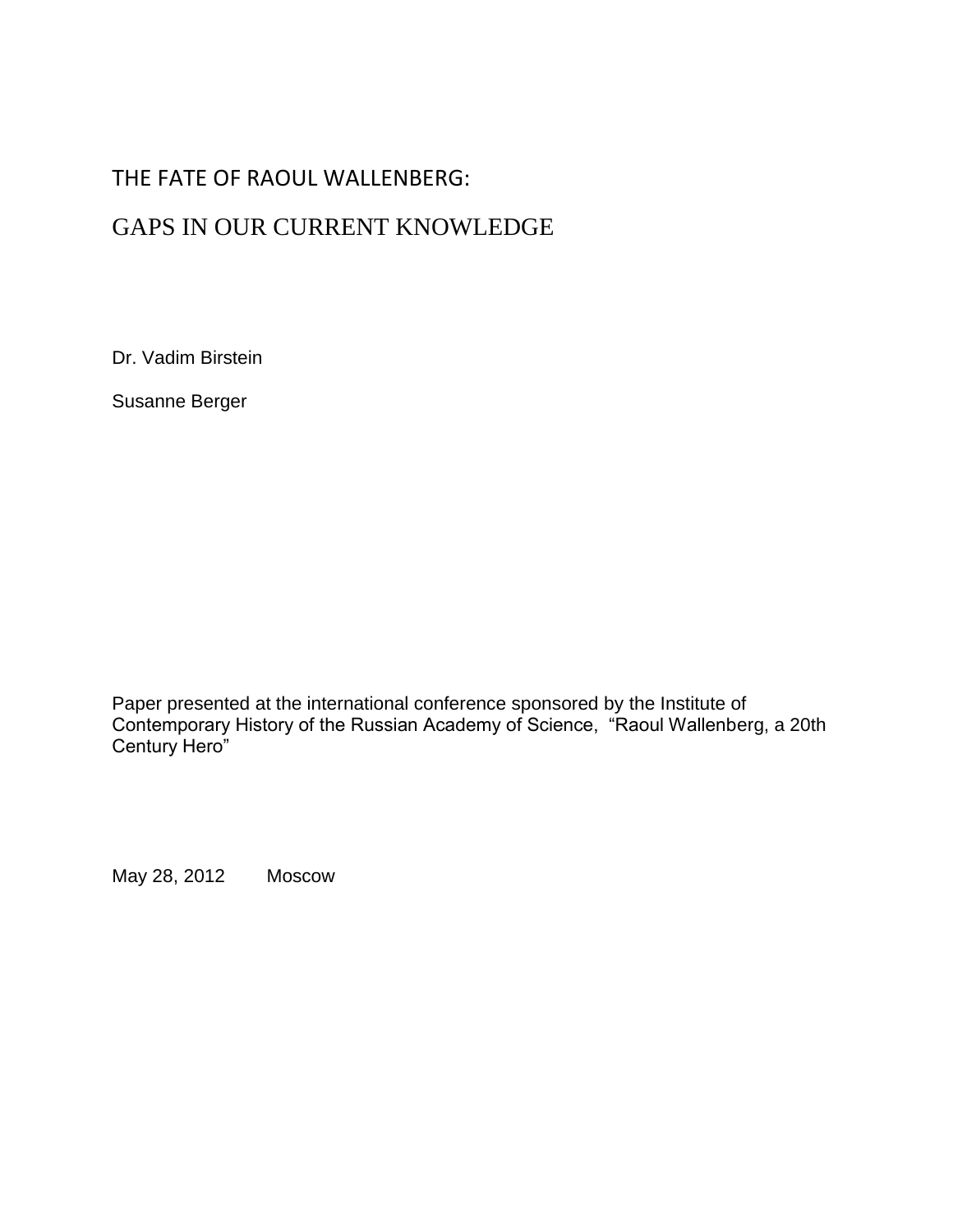# THE FATE OF RAOUL WALLENBERG:

# GAPS IN OUR CURRENT KNOWLEDGE

Dr. Vadim Birstein

Susanne Berger

Paper presented at the international conference sponsored by the Institute of Contemporary History of the Russian Academy of Science, “Raoul Wallenberg, a 20th Century Hero”

May 28, 2012 Moscow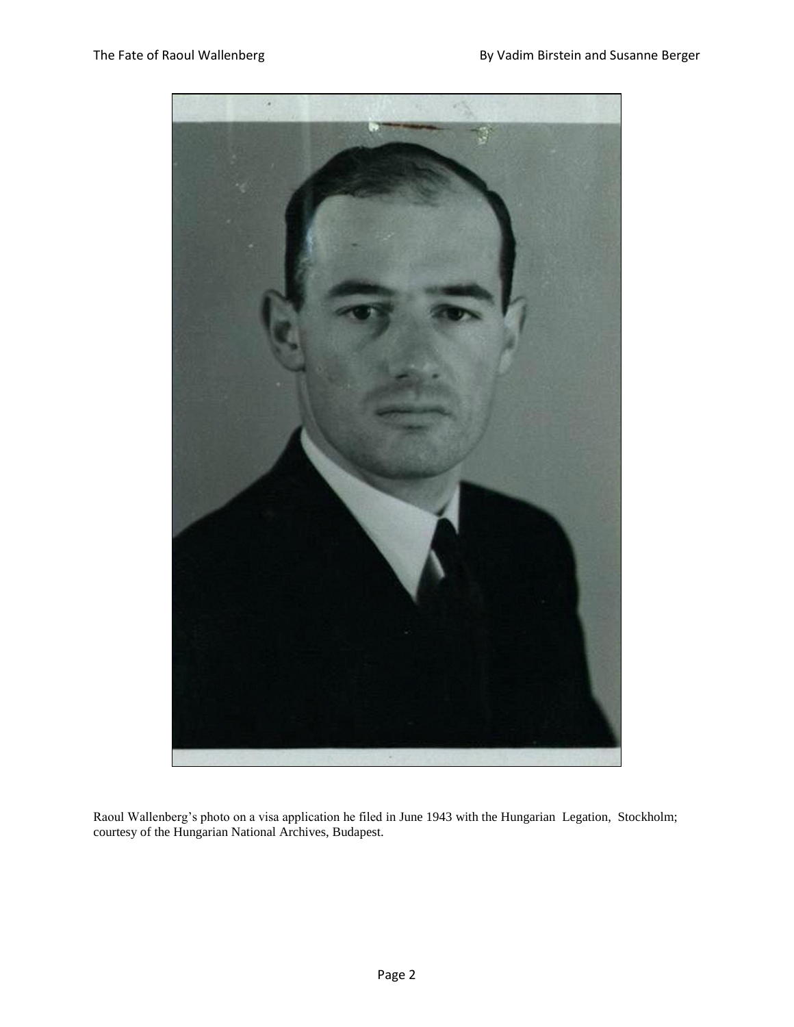Raoul Wallenberg's photo on a visa application he filed in June 1943 with the Hungarian Legation, Stockholm; courtesy of the Hungarian National Archives, Budapest.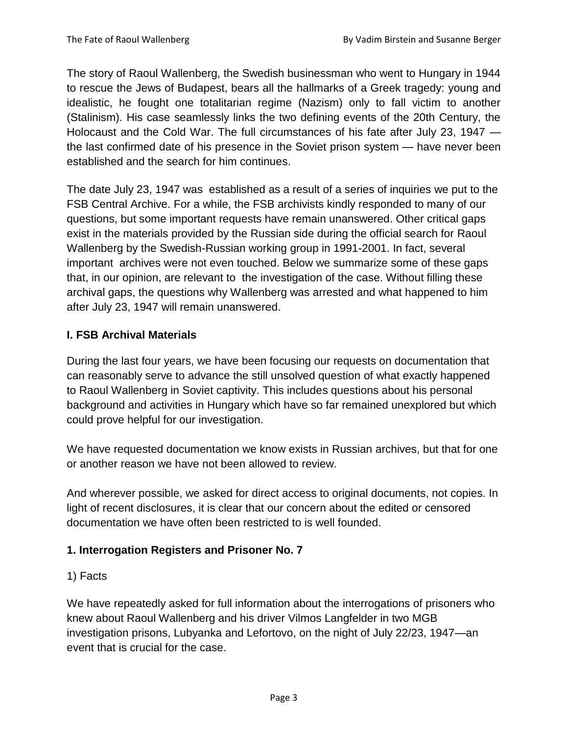The story of Raoul Wallenberg, the Swedish businessman who went to Hungary in 1944 to rescue the Jews of Budapest, bears all the hallmarks of a Greek tragedy: young and idealistic, he fought one totalitarian regime (Nazism) only to fall victim to another (Stalinism). His case seamlessly links the two defining events of the 20th Century, the Holocaust and the Cold War. The full circumstances of his fate after July 23, 1947 — the last confirmed date of his presence in the Soviet prison system — have never been established and the search for him continues.

The date July 23, 1947 was established as a result of a series of inquiries we put to the FSB Central Archive. For a while, the FSB archivists kindly responded to many of our questions, but some important requests have remain unanswered. Other critical gaps exist in the materials provided by the Russian side during the official search for Raoul Wallenberg by the Swedish-Russian working group in 1991-2001. In fact, several important archives were not even touched. Below we summarize some of these gaps that, in our opinion, are relevant to the investigation of the case. Without filling these archival gaps, the questions why Wallenberg was arrested and what happened to him after July 23, 1947 will remain unanswered.

## I. FSB Archival Materials

During the last four years, we have been focusing our requests on documentation that can reasonably serve to advance the still unsolved question of what exactly happened to Raoul Wallenberg in Soviet captivity. This includes questions about his personal background and activities in Hungary which have so far remained unexplored but which could prove helpful for our investigation.

We have requested documentation we know exists in Russian archives, but that for one or another reason we have not been allowed to review.

And wherever possible, we asked for direct access to original documents, not copies. In light of recent disclosures, it is clear that our concern about the edited or censored documentation we have often been restricted to is well founded.

### 1. Interrogation Registers and Prisoner No. 7

1) Facts

We have repeatedly asked for full information about the interrogations of prisoners who knew about Raoul Wallenberg and his driver Vilmos Langfelder in two MGB investigation prisons, Lubyanka and Lefortovo, on the night of July 22/23, 1947—an event that is crucial for the case.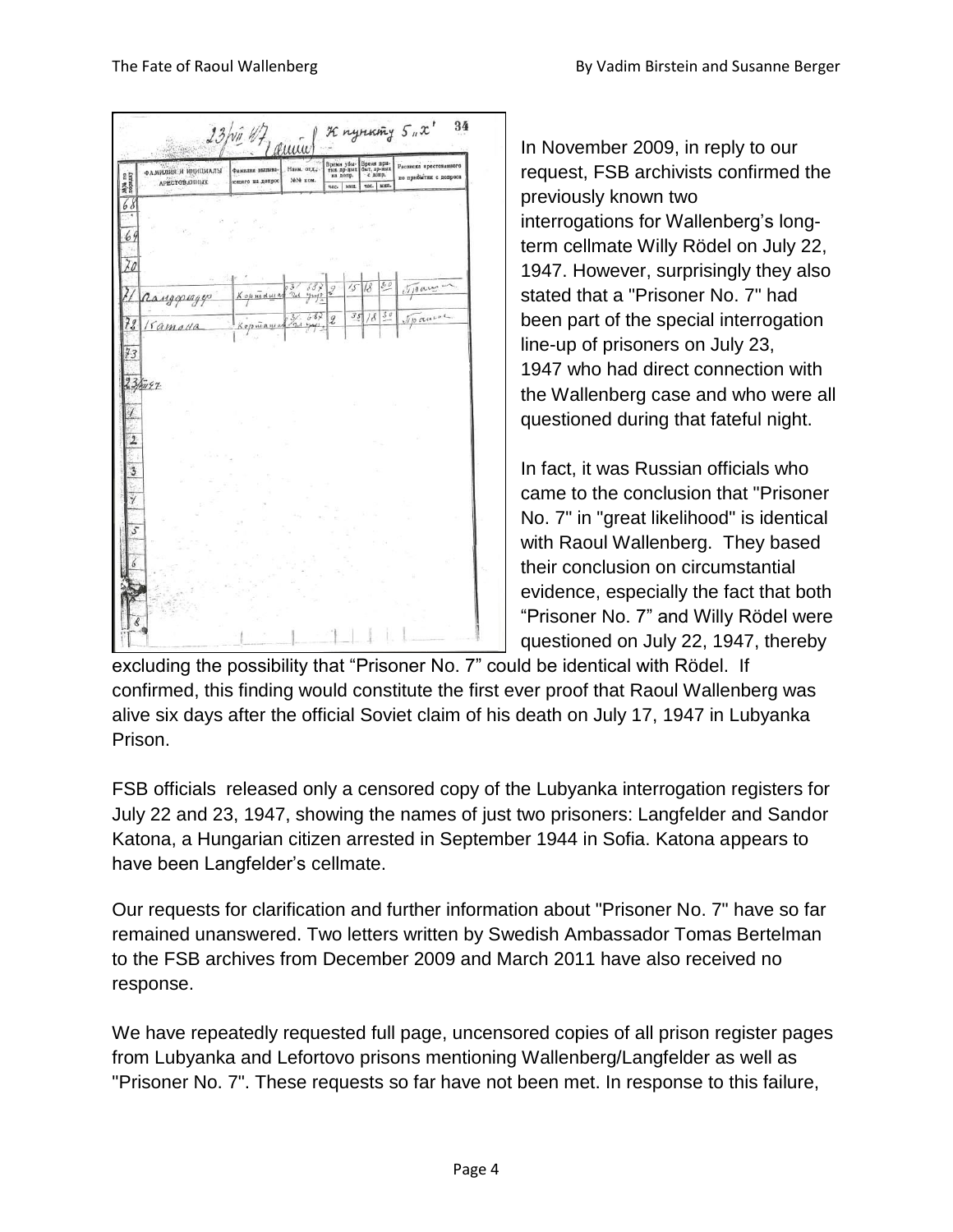In November 2009, in reply to our request, FSB archivists confirmed the previously known two interrogations for Wallenberg's long-term cellmate Willy Rödel on July 22, 1947. However, surprisingly they also stated that a "Prisoner No. 7" had been part of the special interrogation line-up of prisoners on July 23, 1947 who had direct connection with the Wallenberg case and who were all questioned during that fateful night.

In fact, it was Russian officials who came to the conclusion that "Prisoner No. 7" in "great likelihood" is identical with Raoul Wallenberg. They based their conclusion on circumstantial evidence, especially the fact that both "Prisoner No. 7" and Willy Rödel were questioned on July 22, 1947, thereby excluding the possibility that "Prisoner No. 7" could be identical with Rödel. If confirmed, this finding would constitute the first ever proof that Raoul Wallenberg was alive six days after the official Soviet claim of his death on July 17, 1947 in Lubyanka Prison.

FSB officials released only a censored copy of the Lubyanka interrogation registers for July 22 and 23, 1947, showing the names of just two prisoners: Langfelder and Sandor Katona, a Hungarian citizen arrested in September 1944 in Sofia. Katona appears to have been Langfelder's cellmate.

Our requests for clarification and further information about "Prisoner No. 7" have so far remained unanswered. Two letters written by Swedish Ambassador Tomas Bertelman to the FSB archives from December 2009 and March 2011 have also received no response.

We have repeatedly requested full page, uncensored copies of all prison register pages from Lubyanka and Lefortovo prisons mentioning Wallenberg/Langfelder as well as "Prisoner No. 7". These requests so far have not been met. In response to this failure,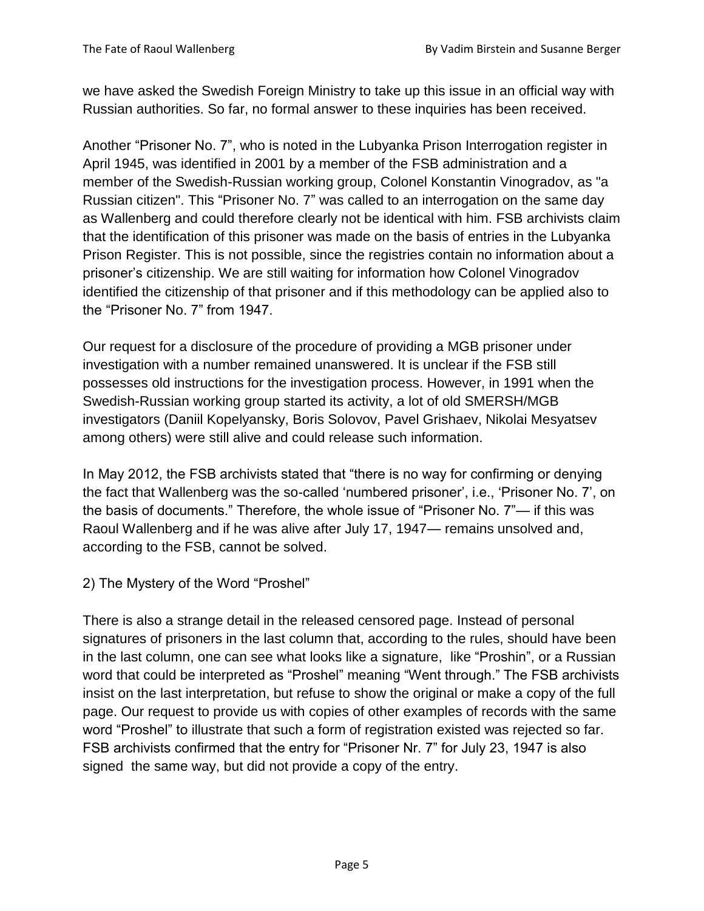we have asked the Swedish Foreign Ministry to take up this issue in an official way with Russian authorities. So far, no formal answer to these inquiries has been received.

Another “Prisoner No. 7”, who is noted in the Lubyanka Prison Interrogation register in April 1945, was identified in 2001 by a member of the FSB administration and a member of the Swedish-Russian working group, Colonel Konstantin Vinogradov, as "a Russian citizen". This “Prisoner No. 7” was called to an interrogation on the same day as Wallenberg and could therefore clearly not be identical with him. FSB archivists claim that the identification of this prisoner was made on the basis of entries in the Lubyanka Prison Register. This is not possible, since the registries contain no information about a prisoner’s citizenship. We are still waiting for information how Colonel Vinogradov identified the citizenship of that prisoner and if this methodology can be applied also to the “Prisoner No. 7” from 1947.

Our request for a disclosure of the procedure of providing a MGB prisoner under investigation with a number remained unanswered. It is unclear if the FSB still possesses old instructions for the investigation process. However, in 1991 when the Swedish-Russian working group started its activity, a lot of old SMERSH/MGB investigators (Daniil Kopelyansky, Boris Solovov, Pavel Grishaev, Nikolai Mesyatsev among others) were still alive and could release such information.

In May 2012, the FSB archivists stated that “there is no way for confirming or denying the fact that Wallenberg was the so-called ‘numbered prisoner’, i.e., ‘Prisoner No. 7’, on the basis of documents.” Therefore, the whole issue of “Prisoner No. 7”— if this was Raoul Wallenberg and if he was alive after July 17, 1947— remains unsolved and, according to the FSB, cannot be solved.

## 2) The Mystery of the Word “Proshel”

There is also a strange detail in the released censored page. Instead of personal signatures of prisoners in the last column that, according to the rules, should have been in the last column, one can see what looks like a signature, like “Proshin”, or a Russian word that could be interpreted as “Proshel” meaning “Went through.” The FSB archivists insist on the last interpretation, but refuse to show the original or make a copy of the full page. Our request to provide us with copies of other examples of records with the same word “Proshel” to illustrate that such a form of registration existed was rejected so far. FSB archivists confirmed that the entry for “Prisoner Nr. 7” for July 23, 1947 is also signed the same way, but did not provide a copy of the entry.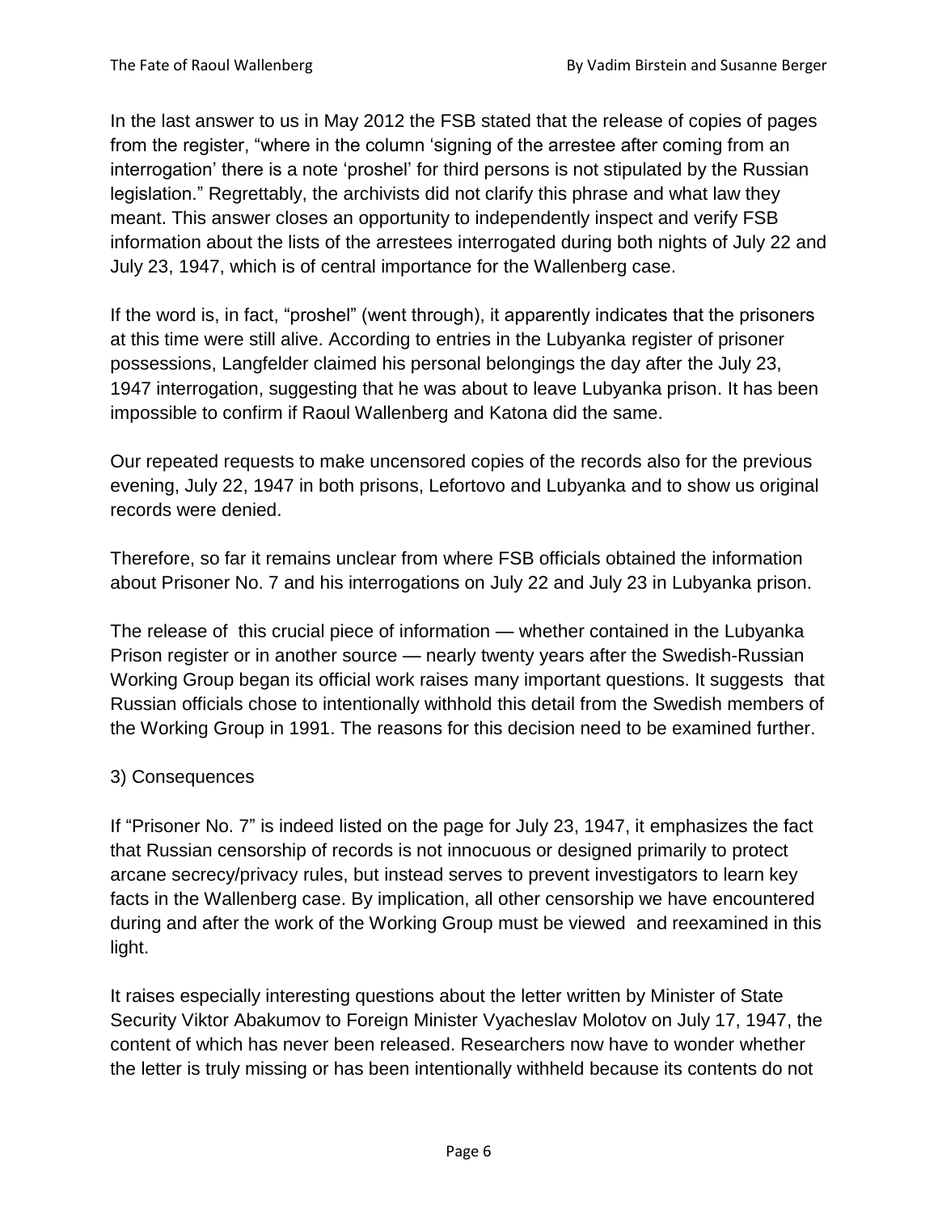In the last answer to us in May 2012 the FSB stated that the release of copies of pages from the register, "where in the column 'signing of the arrestee after coming from an interrogation' there is a note 'proshel' for third persons is not stipulated by the Russian legislation." Regrettably, the archivists did not clarify this phrase and what law they meant. This answer closes an opportunity to independently inspect and verify FSB information about the lists of the arrestees interrogated during both nights of July 22 and July 23, 1947, which is of central importance for the Wallenberg case.

If the word is, in fact, "proshel" (went through), it apparently indicates that the prisoners at this time were still alive. According to entries in the Lubyanka register of prisoner possessions, Langfelder claimed his personal belongings the day after the July 23, 1947 interrogation, suggesting that he was about to leave Lubyanka prison. It has been impossible to confirm if Raoul Wallenberg and Katona did the same.

Our repeated requests to make uncensored copies of the records also for the previous evening, July 22, 1947 in both prisons, Lefortovo and Lubyanka and to show us original records were denied.

Therefore, so far it remains unclear from where FSB officials obtained the information about Prisoner No. 7 and his interrogations on July 22 and July 23 in Lubyanka prison.

The release of this crucial piece of information — whether contained in the Lubyanka Prison register or in another source — nearly twenty years after the Swedish-Russian Working Group began its official work raises many important questions. It suggests that Russian officials chose to intentionally withhold this detail from the Swedish members of the Working Group in 1991. The reasons for this decision need to be examined further.

3) Consequences

If "Prisoner No. 7" is indeed listed on the page for July 23, 1947, it emphasizes the fact that Russian censorship of records is not innocuous or designed primarily to protect arcane secrecy/privacy rules, but instead serves to prevent investigators to learn key facts in the Wallenberg case. By implication, all other censorship we have encountered during and after the work of the Working Group must be viewed and reexamined in this light.

It raises especially interesting questions about the letter written by Minister of State Security Viktor Abakumov to Foreign Minister Vyacheslav Molotov on July 17, 1947, the content of which has never been released. Researchers now have to wonder whether the letter is truly missing or has been intentionally withheld because its contents do not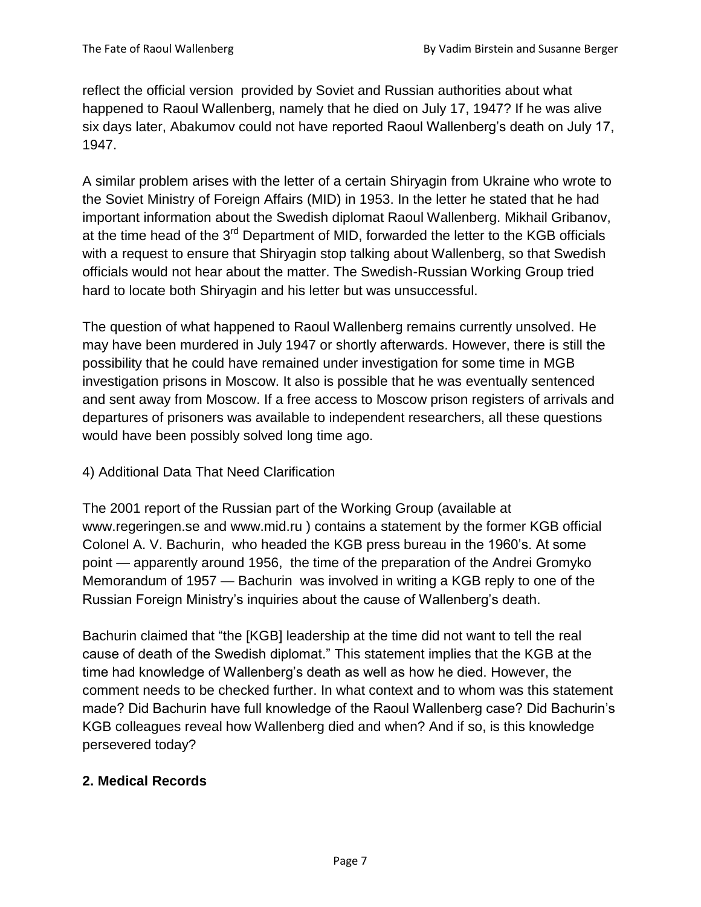reflect the official version provided by Soviet and Russian authorities about what happened to Raoul Wallenberg, namely that he died on July 17, 1947? If he was alive six days later, Abakumov could not have reported Raoul Wallenberg's death on July 17, 1947.

A similar problem arises with the letter of a certain Shiryagin from Ukraine who wrote to the Soviet Ministry of Foreign Affairs (MID) in 1953. In the letter he stated that he had important information about the Swedish diplomat Raoul Wallenberg. Mikhail Gribanov, at the time head of the 3rd Department of MID, forwarded the letter to the KGB officials with a request to ensure that Shiryagin stop talking about Wallenberg, so that Swedish officials would not hear about the matter. The Swedish-Russian Working Group tried hard to locate both Shiryagin and his letter but was unsuccessful.

The question of what happened to Raoul Wallenberg remains currently unsolved. He may have been murdered in July 1947 or shortly afterwards. However, there is still the possibility that he could have remained under investigation for some time in MGB investigation prisons in Moscow. It also is possible that he was eventually sentenced and sent away from Moscow. If a free access to Moscow prison registers of arrivals and departures of prisoners was available to independent researchers, all these questions would have been possibly solved long time ago.

4) Additional Data That Need Clarification

The 2001 report of the Russian part of the Working Group (available at www.regeringen.se and www.mid.ru ) contains a statement by the former KGB official Colonel A. V. Bachurin, who headed the KGB press bureau in the 1960's. At some point — apparently around 1956, the time of the preparation of the Andrei Gromyko Memorandum of 1957 — Bachurin was involved in writing a KGB reply to one of the Russian Foreign Ministry's inquiries about the cause of Wallenberg's death.

Bachurin claimed that "the [KGB] leadership at the time did not want to tell the real cause of death of the Swedish diplomat." This statement implies that the KGB at the time had knowledge of Wallenberg's death as well as how he died. However, the comment needs to be checked further. In what context and to whom was this statement made? Did Bachurin have full knowledge of the Raoul Wallenberg case? Did Bachurin's KGB colleagues reveal how Wallenberg died and when? And if so, is this knowledge persevered today?

## 2. Medical Records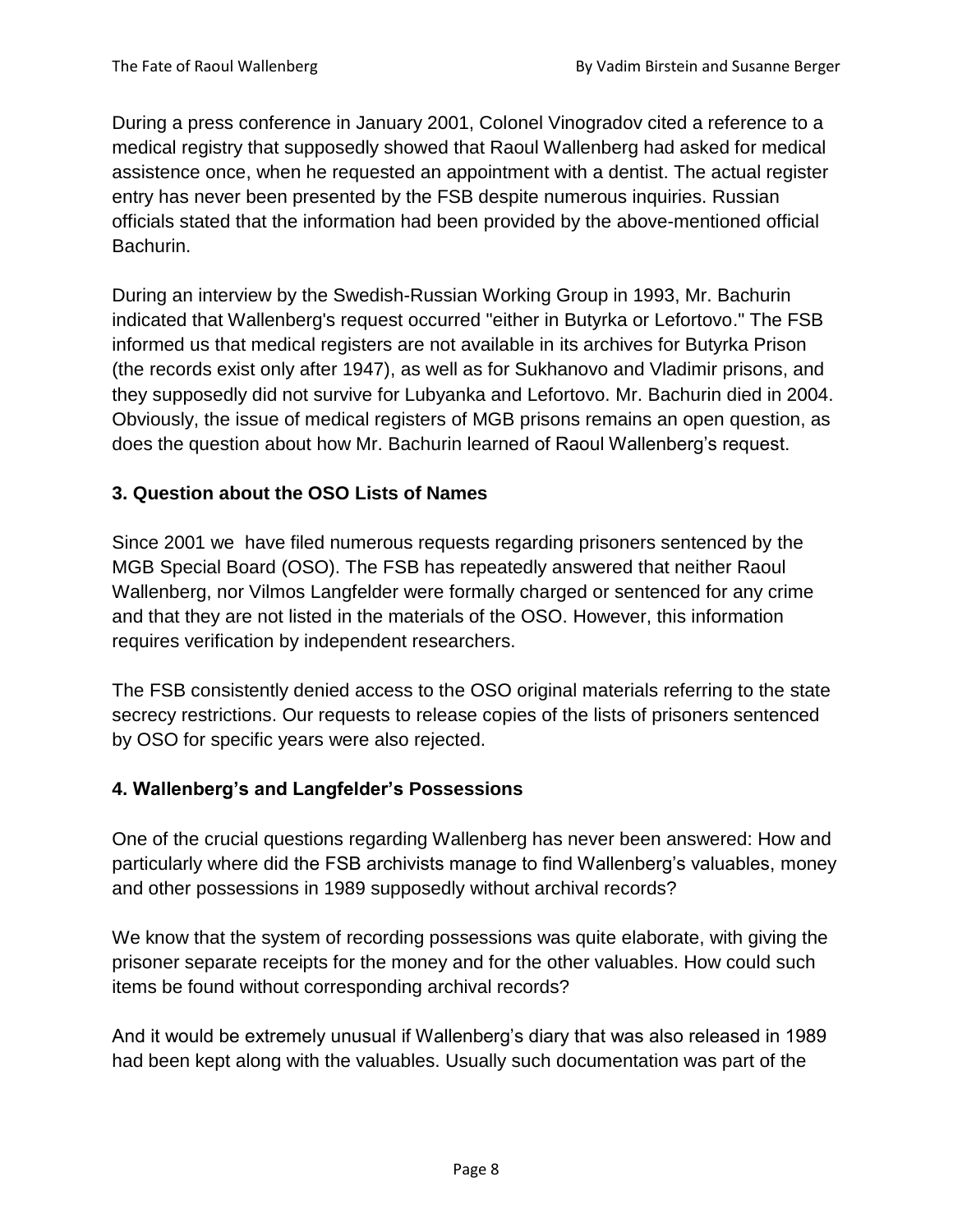During a press conference in January 2001, Colonel Vinogradov cited a reference to a medical registry that supposedly showed that Raoul Wallenberg had asked for medical assistence once, when he requested an appointment with a dentist. The actual register entry has never been presented by the FSB despite numerous inquiries. Russian officials stated that the information had been provided by the above-mentioned official Bachurin.

During an interview by the Swedish-Russian Working Group in 1993, Mr. Bachurin indicated that Wallenberg's request occurred "either in Butyrka or Lefortovo." The FSB informed us that medical registers are not available in its archives for Butyrka Prison (the records exist only after 1947), as well as for Sukhanovo and Vladimir prisons, and they supposedly did not survive for Lubyanka and Lefortovo. Mr. Bachurin died in 2004. Obviously, the issue of medical registers of MGB prisons remains an open question, as does the question about how Mr. Bachurin learned of Raoul Wallenberg's request.

### 3. Question about the OSO Lists of Names

Since 2001 we have filed numerous requests regarding prisoners sentenced by the MGB Special Board (OSO). The FSB has repeatedly answered that neither Raoul Wallenberg, nor Vilmos Langfelder were formally charged or sentenced for any crime and that they are not listed in the materials of the OSO. However, this information requires verification by independent researchers.

The FSB consistently denied access to the OSO original materials referring to the state secrecy restrictions. Our requests to release copies of the lists of prisoners sentenced by OSO for specific years were also rejected.

### 4. Wallenberg's and Langfelder's Possessions

One of the crucial questions regarding Wallenberg has never been answered: How and particularly where did the FSB archivists manage to find Wallenberg's valuables, money and other possessions in 1989 supposedly without archival records?

We know that the system of recording possessions was quite elaborate, with giving the prisoner separate receipts for the money and for the other valuables. How could such items be found without corresponding archival records?

And it would be extremely unusual if Wallenberg's diary that was also released in 1989 had been kept along with the valuables. Usually such documentation was part of the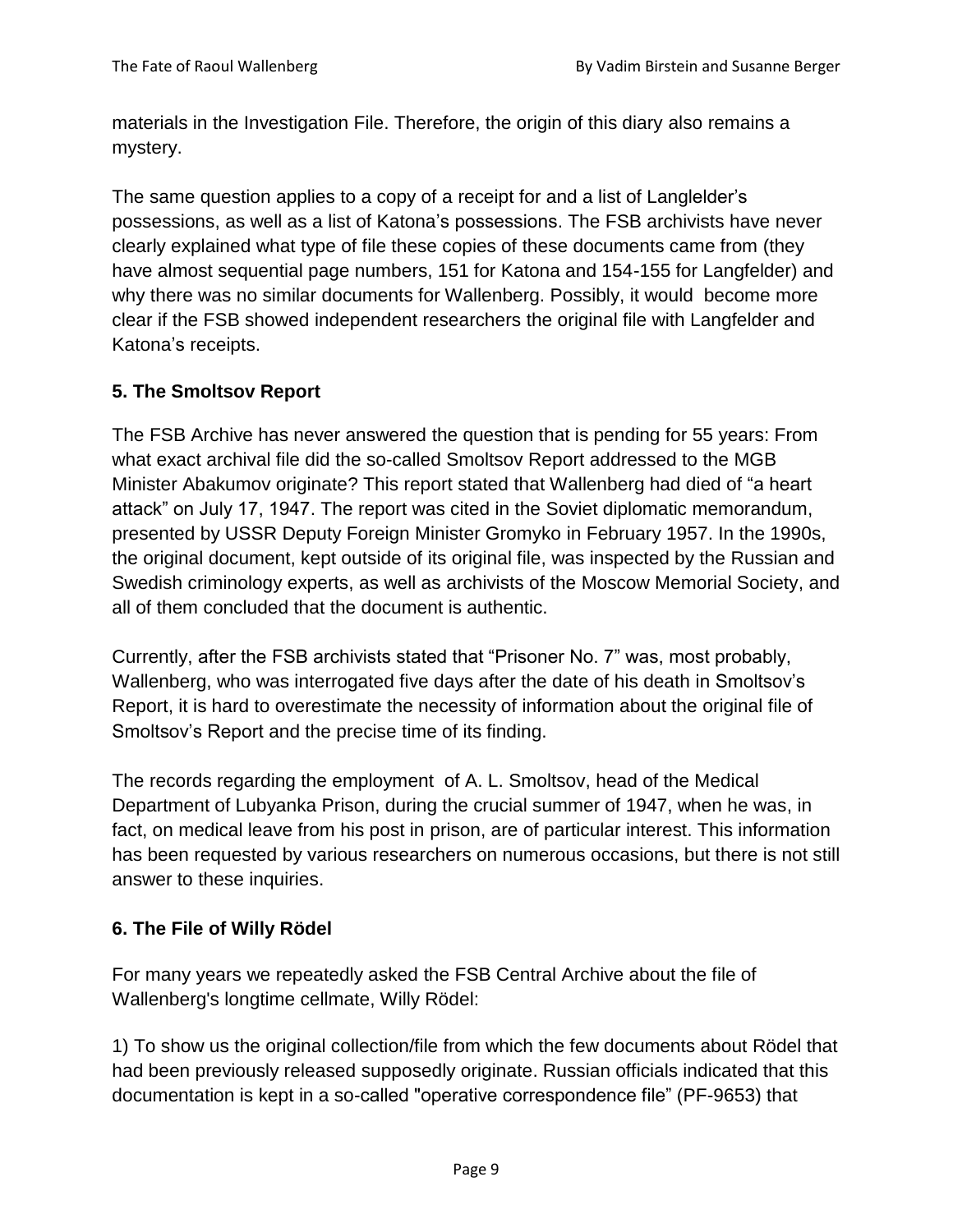materials in the Investigation File. Therefore, the origin of this diary also remains a mystery.

The same question applies to a copy of a receipt for and a list of Langlelder's possessions, as well as a list of Katona's possessions. The FSB archivists have never clearly explained what type of file these copies of these documents came from (they have almost sequential page numbers, 151 for Katona and 154-155 for Langfelder) and why there was no similar documents for Wallenberg. Possibly, it would become more clear if the FSB showed independent researchers the original file with Langfelder and Katona's receipts.

### 5. The Smoltsov Report

The FSB Archive has never answered the question that is pending for 55 years: From what exact archival file did the so-called Smoltsov Report addressed to the MGB Minister Abakumov originate? This report stated that Wallenberg had died of "a heart attack" on July 17, 1947. The report was cited in the Soviet diplomatic memorandum, presented by USSR Deputy Foreign Minister Gromyko in February 1957. In the 1990s, the original document, kept outside of its original file, was inspected by the Russian and Swedish criminology experts, as well as archivists of the Moscow Memorial Society, and all of them concluded that the document is authentic.

Currently, after the FSB archivists stated that "Prisoner No. 7" was, most probably, Wallenberg, who was interrogated five days after the date of his death in Smoltsov's Report, it is hard to overestimate the necessity of information about the original file of Smoltsov's Report and the precise time of its finding.

The records regarding the employment of A. L. Smoltsov, head of the Medical Department of Lubyanka Prison, during the crucial summer of 1947, when he was, in fact, on medical leave from his post in prison, are of particular interest. This information has been requested by various researchers on numerous occasions, but there is not still answer to these inquiries.

### 6. The File of Willy Rödel

For many years we repeatedly asked the FSB Central Archive about the file of Wallenberg's longtime cellmate, Willy Rödel:

1) To show us the original collection/file from which the few documents about Rödel that had been previously released supposedly originate. Russian officials indicated that this documentation is kept in a so-called "operative correspondence file" (PF-9653) that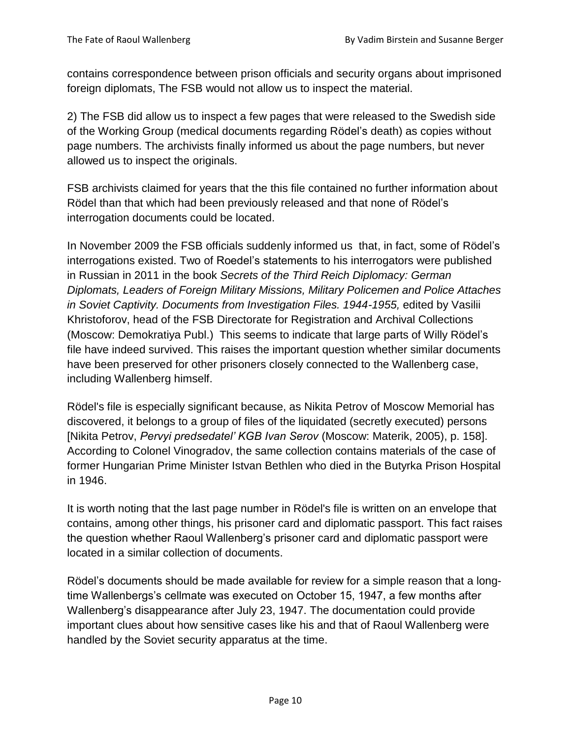contains correspondence between prison officials and security organs about imprisoned foreign diplomats, The FSB would not allow us to inspect the material.

2) The FSB did allow us to inspect a few pages that were released to the Swedish side of the Working Group (medical documents regarding Rödel's death) as copies without page numbers. The archivists finally informed us about the page numbers, but never allowed us to inspect the originals.

FSB archivists claimed for years that the this file contained no further information about Rödel than that which had been previously released and that none of Rödel's interrogation documents could be located.

In November 2009 the FSB officials suddenly informed us that, in fact, some of Rödel's interrogations existed. Two of Roedel's statements to his interrogators were published in Russian in 2011 in the book *Secrets of the Third Reich Diplomacy: German Diplomats, Leaders of Foreign Military Missions, Military Policemen and Police Attaches in Soviet Captivity. Documents from Investigation Files. 1944-1955,* edited by Vasilii Khristoforov, head of the FSB Directorate for Registration and Archival Collections (Moscow: Demokratiya Publ.) This seems to indicate that large parts of Willy Rödel's file have indeed survived. This raises the important question whether similar documents have been preserved for other prisoners closely connected to the Wallenberg case, including Wallenberg himself.

Rödel's file is especially significant because, as Nikita Petrov of Moscow Memorial has discovered, it belongs to a group of files of the liquidated (secretly executed) persons [Nikita Petrov, *Pervyi predsedatel' KGB Ivan Serov* (Moscow: Materik, 2005), p. 158]. According to Colonel Vinogradov, the same collection contains materials of the case of former Hungarian Prime Minister Istvan Bethlen who died in the Butyrka Prison Hospital in 1946.

It is worth noting that the last page number in Rödel's file is written on an envelope that contains, among other things, his prisoner card and diplomatic passport. This fact raises the question whether Raoul Wallenberg's prisoner card and diplomatic passport were located in a similar collection of documents.

Rödel's documents should be made available for review for a simple reason that a long-time Wallenbergs's cellmate was executed on October 15, 1947, a few months after Wallenberg's disappearance after July 23, 1947. The documentation could provide important clues about how sensitive cases like his and that of Raoul Wallenberg were handled by the Soviet security apparatus at the time.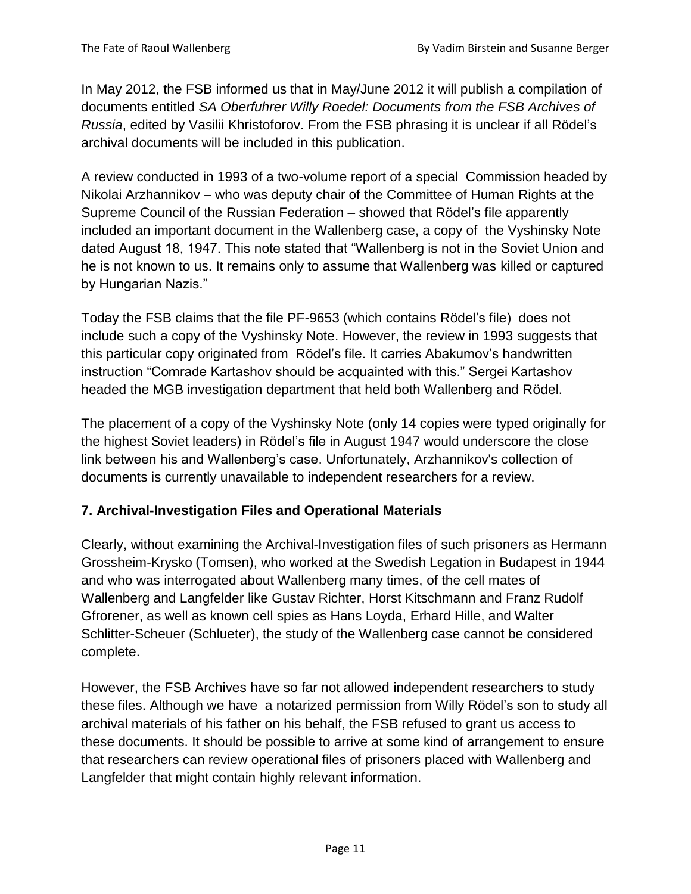In May 2012, the FSB informed us that in May/June 2012 it will publish a compilation of documents entitled *SA Oberfuhrer Willy Roedel: Documents from the FSB Archives of Russia*, edited by Vasilii Khristoforov. From the FSB phrasing it is unclear if all Rödel's archival documents will be included in this publication.

A review conducted in 1993 of a two-volume report of a special Commission headed by Nikolai Arzhannikov – who was deputy chair of the Committee of Human Rights at the Supreme Council of the Russian Federation – showed that Rödel's file apparently included an important document in the Wallenberg case, a copy of the Vyshinsky Note dated August 18, 1947. This note stated that "Wallenberg is not in the Soviet Union and he is not known to us. It remains only to assume that Wallenberg was killed or captured by Hungarian Nazis."

Today the FSB claims that the file PF-9653 (which contains Rödel's file) does not include such a copy of the Vyshinsky Note. However, the review in 1993 suggests that this particular copy originated from Rödel's file. It carries Abakumov's handwritten instruction "Comrade Kartashov should be acquainted with this." Sergei Kartashov headed the MGB investigation department that held both Wallenberg and Rödel.

The placement of a copy of the Vyshinsky Note (only 14 copies were typed originally for the highest Soviet leaders) in Rödel's file in August 1947 would underscore the close link between his and Wallenberg's case. Unfortunately, Arzhannikov's collection of documents is currently unavailable to independent researchers for a review.

## 7. Archival-Investigation Files and Operational Materials

Clearly, without examining the Archival-Investigation files of such prisoners as Hermann Grossheim-Krysko (Tomsen), who worked at the Swedish Legation in Budapest in 1944 and who was interrogated about Wallenberg many times, of the cell mates of Wallenberg and Langfelder like Gustav Richter, Horst Kitschmann and Franz Rudolf Gfrorener, as well as known cell spies as Hans Loyda, Erhard Hille, and Walter Schlitter-Scheuer (Schlueter), the study of the Wallenberg case cannot be considered complete.

However, the FSB Archives have so far not allowed independent researchers to study these files. Although we have a notarized permission from Willy Rödel's son to study all archival materials of his father on his behalf, the FSB refused to grant us access to these documents. It should be possible to arrive at some kind of arrangement to ensure that researchers can review operational files of prisoners placed with Wallenberg and Langfelder that might contain highly relevant information.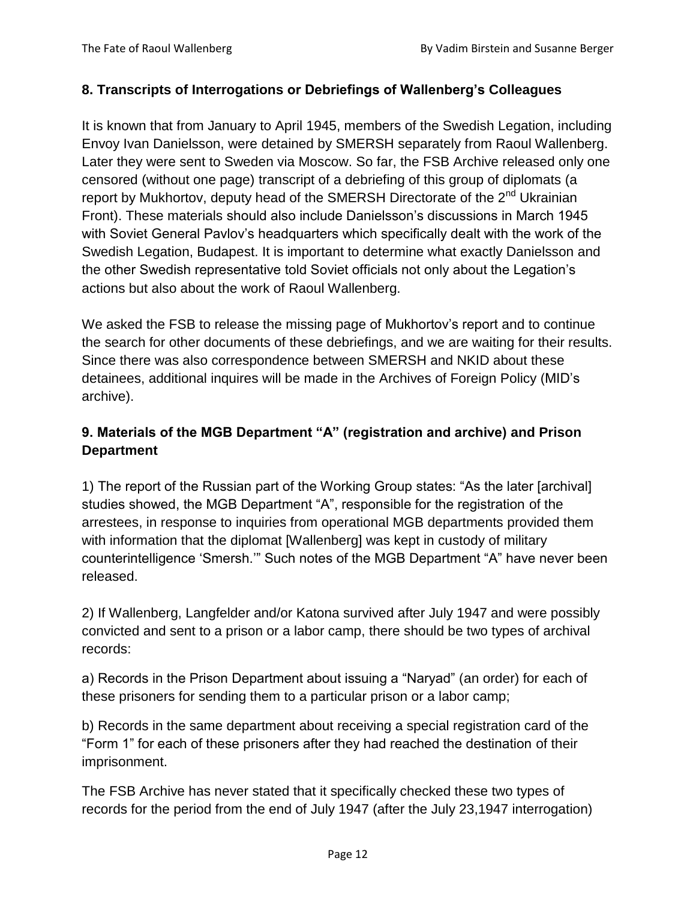## 8. Transcripts of Interrogations or Debriefings of Wallenberg's Colleagues

It is known that from January to April 1945, members of the Swedish Legation, including Envoy Ivan Danielsson, were detained by SMERSH separately from Raoul Wallenberg. Later they were sent to Sweden via Moscow. So far, the FSB Archive released only one censored (without one page) transcript of a debriefing of this group of diplomats (a report by Mukhortov, deputy head of the SMERSH Directorate of the 2nd Ukrainian Front). These materials should also include Danielsson's discussions in March 1945 with Soviet General Pavlov's headquarters which specifically dealt with the work of the Swedish Legation, Budapest. It is important to determine what exactly Danielsson and the other Swedish representative told Soviet officials not only about the Legation's actions but also about the work of Raoul Wallenberg.

We asked the FSB to release the missing page of Mukhortov's report and to continue the search for other documents of these debriefings, and we are waiting for their results. Since there was also correspondence between SMERSH and NKID about these detainees, additional inquires will be made in the Archives of Foreign Policy (MID's archive).

## 9. Materials of the MGB Department "A" (registration and archive) and Prison Department

1) The report of the Russian part of the Working Group states: "As the later [archival] studies showed, the MGB Department "A", responsible for the registration of the arrestees, in response to inquiries from operational MGB departments provided them with information that the diplomat [Wallenberg] was kept in custody of military counterintelligence 'Smersh.'" Such notes of the MGB Department "A" have never been released.

2) If Wallenberg, Langfelder and/or Katona survived after July 1947 and were possibly convicted and sent to a prison or a labor camp, there should be two types of archival records:

a) Records in the Prison Department about issuing a "Naryad" (an order) for each of these prisoners for sending them to a particular prison or a labor camp;

b) Records in the same department about receiving a special registration card of the "Form 1" for each of these prisoners after they had reached the destination of their imprisonment.

The FSB Archive has never stated that it specifically checked these two types of records for the period from the end of July 1947 (after the July 23,1947 interrogation)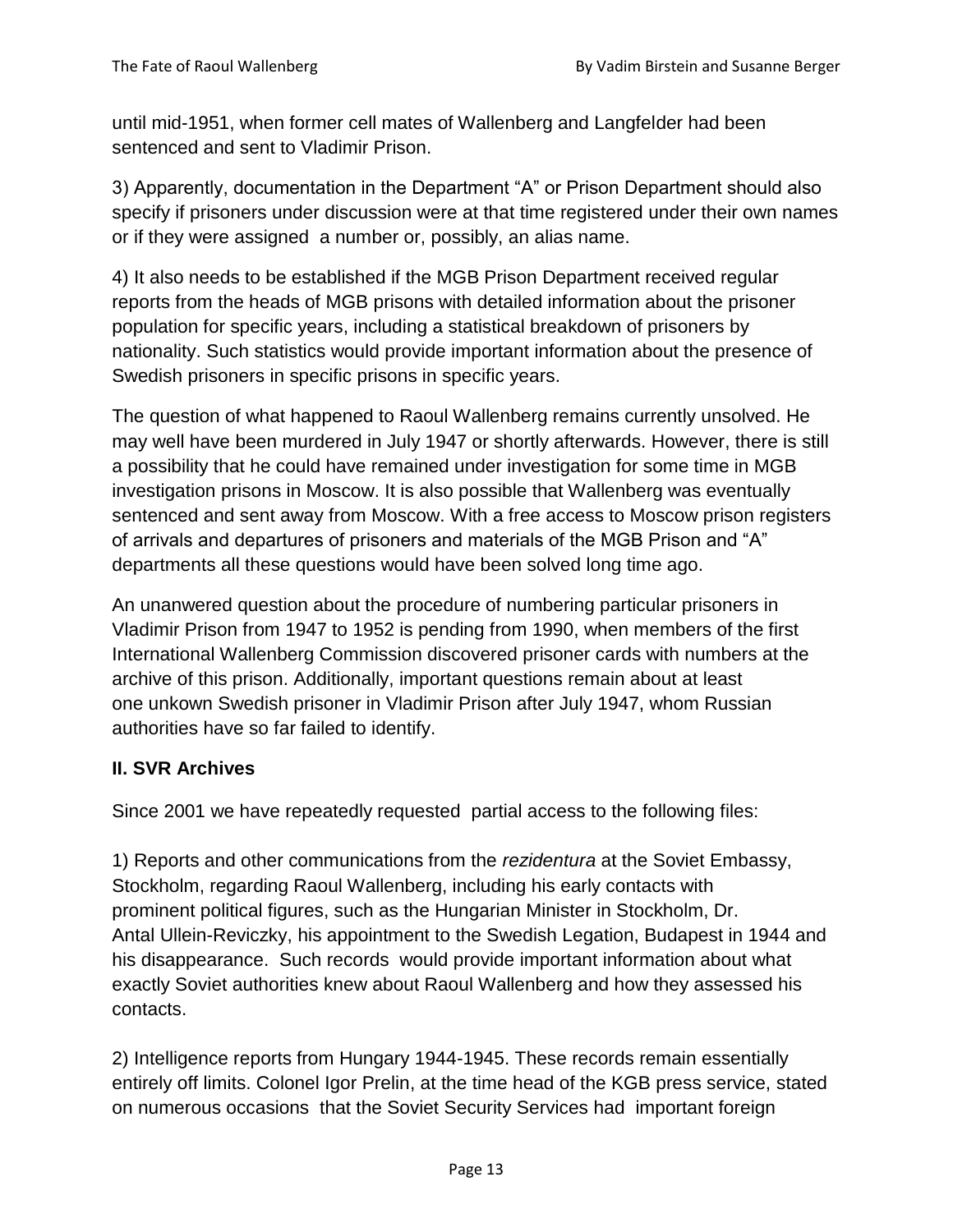until mid-1951, when former cell mates of Wallenberg and Langfelder had been sentenced and sent to Vladimir Prison.

3) Apparently, documentation in the Department "A" or Prison Department should also specify if prisoners under discussion were at that time registered under their own names or if they were assigned a number or, possibly, an alias name.

4) It also needs to be established if the MGB Prison Department received regular reports from the heads of MGB prisons with detailed information about the prisoner population for specific years, including a statistical breakdown of prisoners by nationality. Such statistics would provide important information about the presence of Swedish prisoners in specific prisons in specific years.

The question of what happened to Raoul Wallenberg remains currently unsolved. He may well have been murdered in July 1947 or shortly afterwards. However, there is still a possibility that he could have remained under investigation for some time in MGB investigation prisons in Moscow. It is also possible that Wallenberg was eventually sentenced and sent away from Moscow. With a free access to Moscow prison registers of arrivals and departures of prisoners and materials of the MGB Prison and "A" departments all these questions would have been solved long time ago.

An unanwered question about the procedure of numbering particular prisoners in Vladimir Prison from 1947 to 1952 is pending from 1990, when members of the first International Wallenberg Commission discovered prisoner cards with numbers at the archive of this prison. Additionally, important questions remain about at least one unkown Swedish prisoner in Vladimir Prison after July 1947, whom Russian authorities have so far failed to identify.

## II. SVR Archives

Since 2001 we have repeatedly requested partial access to the following files:

1) Reports and other communications from the *rezidentura* at the Soviet Embassy, Stockholm, regarding Raoul Wallenberg, including his early contacts with prominent political figures, such as the Hungarian Minister in Stockholm, Dr. Antal Ullein-Reviczky, his appointment to the Swedish Legation, Budapest in 1944 and his disappearance. Such records would provide important information about what exactly Soviet authorities knew about Raoul Wallenberg and how they assessed his contacts.

2) Intelligence reports from Hungary 1944-1945. These records remain essentially entirely off limits. Colonel Igor Prelin, at the time head of the KGB press service, stated on numerous occasions that the Soviet Security Services had important foreign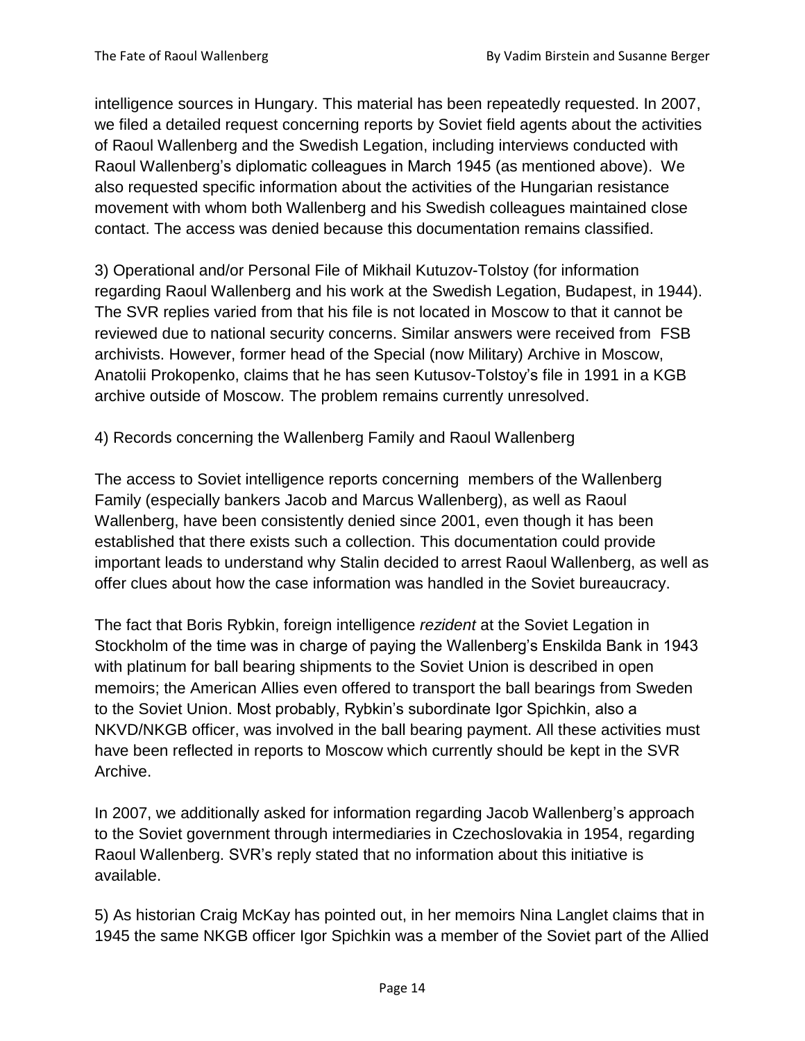intelligence sources in Hungary. This material has been repeatedly requested. In 2007, we filed a detailed request concerning reports by Soviet field agents about the activities of Raoul Wallenberg and the Swedish Legation, including interviews conducted with Raoul Wallenberg's diplomatic colleagues in March 1945 (as mentioned above). We also requested specific information about the activities of the Hungarian resistance movement with whom both Wallenberg and his Swedish colleagues maintained close contact. The access was denied because this documentation remains classified.

3) Operational and/or Personal File of Mikhail Kutuzov-Tolstoy (for information regarding Raoul Wallenberg and his work at the Swedish Legation, Budapest, in 1944). The SVR replies varied from that his file is not located in Moscow to that it cannot be reviewed due to national security concerns. Similar answers were received from FSB archivists. However, former head of the Special (now Military) Archive in Moscow, Anatolii Prokopenko, claims that he has seen Kutusov-Tolstoy's file in 1991 in a KGB archive outside of Moscow. The problem remains currently unresolved.

4) Records concerning the Wallenberg Family and Raoul Wallenberg

The access to Soviet intelligence reports concerning members of the Wallenberg Family (especially bankers Jacob and Marcus Wallenberg), as well as Raoul Wallenberg, have been consistently denied since 2001, even though it has been established that there exists such a collection. This documentation could provide important leads to understand why Stalin decided to arrest Raoul Wallenberg, as well as offer clues about how the case information was handled in the Soviet bureaucracy.

The fact that Boris Rybkin, foreign intelligence *rezident* at the Soviet Legation in Stockholm of the time was in charge of paying the Wallenberg's Enskilda Bank in 1943 with platinum for ball bearing shipments to the Soviet Union is described in open memoirs; the American Allies even offered to transport the ball bearings from Sweden to the Soviet Union. Most probably, Rybkin's subordinate Igor Spichkin, also a NKVD/NKGB officer, was involved in the ball bearing payment. All these activities must have been reflected in reports to Moscow which currently should be kept in the SVR Archive.

In 2007, we additionally asked for information regarding Jacob Wallenberg's approach to the Soviet government through intermediaries in Czechoslovakia in 1954, regarding Raoul Wallenberg. SVR's reply stated that no information about this initiative is available.

5) As historian Craig McKay has pointed out, in her memoirs Nina Langlet claims that in 1945 the same NKGB officer Igor Spichkin was a member of the Soviet part of the Allied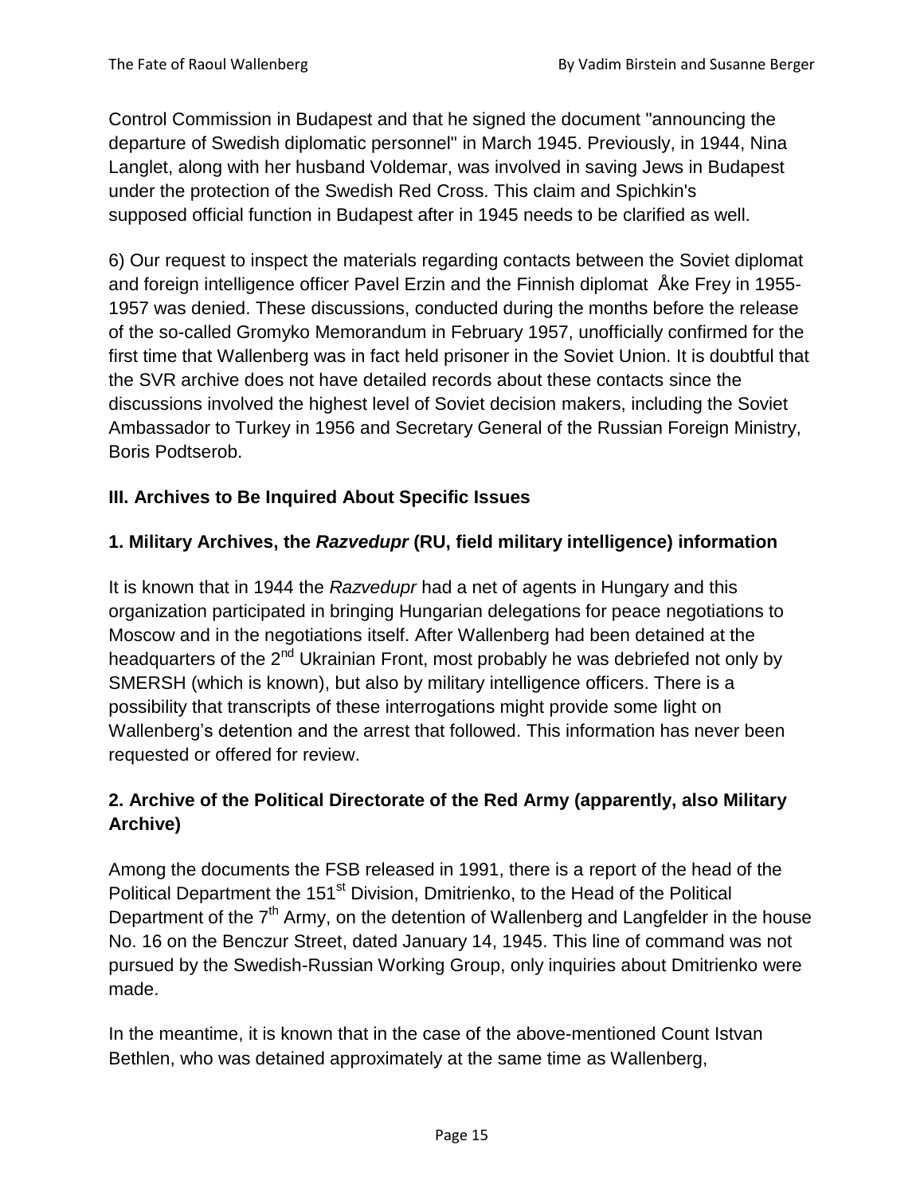Control Commission in Budapest and that he signed the document "announcing the departure of Swedish diplomatic personnel" in March 1945. Previously, in 1944, Nina Langlet, along with her husband Voldemar, was involved in saving Jews in Budapest under the protection of the Swedish Red Cross. This claim and Spichkin's supposed official function in Budapest after in 1945 needs to be clarified as well.

6) Our request to inspect the materials regarding contacts between the Soviet diplomat and foreign intelligence officer Pavel Erzin and the Finnish diplomat Åke Frey in 1955-1957 was denied. These discussions, conducted during the months before the release of the so-called Gromyko Memorandum in February 1957, unofficially confirmed for the first time that Wallenberg was in fact held prisoner in the Soviet Union. It is doubtful that the SVR archive does not have detailed records about these contacts since the discussions involved the highest level of Soviet decision makers, including the Soviet Ambassador to Turkey in 1956 and Secretary General of the Russian Foreign Ministry, Boris Podtserob.

### III. Archives to Be Inquired About Specific Issues

### 1. Military Archives, the *Razvedupr* (RU, field military intelligence) information

It is known that in 1944 the *Razvedupr* had a net of agents in Hungary and this organization participated in bringing Hungarian delegations for peace negotiations to Moscow and in the negotiations itself. After Wallenberg had been detained at the headquarters of the 2nd Ukrainian Front, most probably he was debriefed not only by SMERSH (which is known), but also by military intelligence officers. There is a possibility that transcripts of these interrogations might provide some light on Wallenberg's detention and the arrest that followed. This information has never been requested or offered for review.

### 2. Archive of the Political Directorate of the Red Army (apparently, also Military Archive)

Among the documents the FSB released in 1991, there is a report of the head of the Political Department the 151st Division, Dmitrienko, to the Head of the Political Department of the 7th Army, on the detention of Wallenberg and Langfelder in the house No. 16 on the Benczur Street, dated January 14, 1945. This line of command was not pursued by the Swedish-Russian Working Group, only inquiries about Dmitrienko were made.

In the meantime, it is known that in the case of the above-mentioned Count Istvan Bethlen, who was detained approximately at the same time as Wallenberg,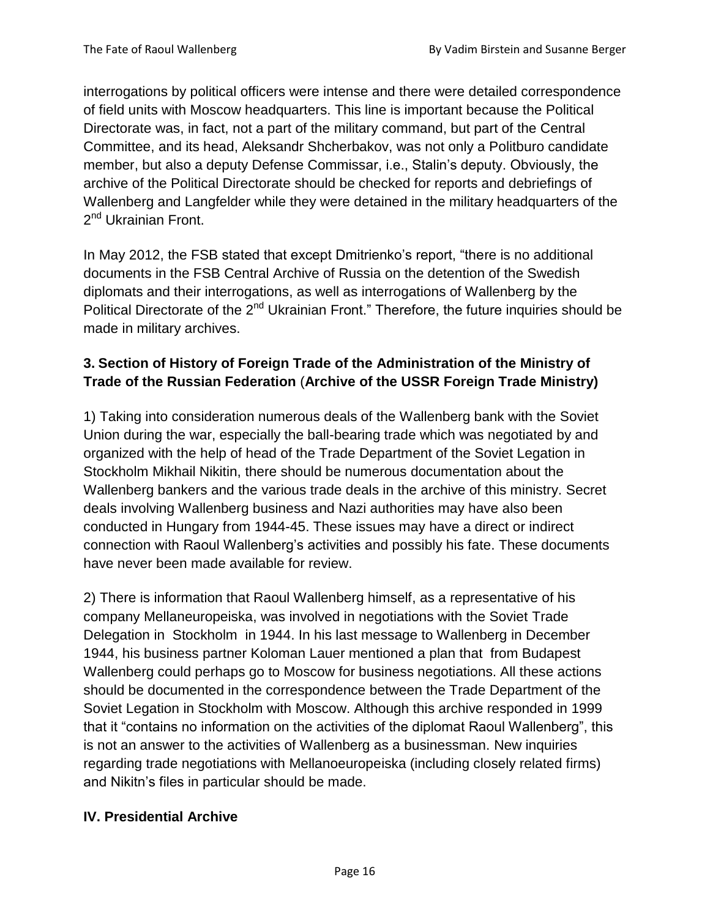interrogations by political officers were intense and there were detailed correspondence of field units with Moscow headquarters. This line is important because the Political Directorate was, in fact, not a part of the military command, but part of the Central Committee, and its head, Aleksandr Shcherbakov, was not only a Politburo candidate member, but also a deputy Defense Commissar, i.e., Stalin's deputy. Obviously, the archive of the Political Directorate should be checked for reports and debriefings of Wallenberg and Langfelder while they were detained in the military headquarters of the 2nd Ukrainian Front.

In May 2012, the FSB stated that except Dmitrienko's report, "there is no additional documents in the FSB Central Archive of Russia on the detention of the Swedish diplomats and their interrogations, as well as interrogations of Wallenberg by the Political Directorate of the 2nd Ukrainian Front." Therefore, the future inquiries should be made in military archives.

### 3. Section of History of Foreign Trade of the Administration of the Ministry of Trade of the Russian Federation (Archive of the USSR Foreign Trade Ministry)

1) Taking into consideration numerous deals of the Wallenberg bank with the Soviet Union during the war, especially the ball-bearing trade which was negotiated by and organized with the help of head of the Trade Department of the Soviet Legation in Stockholm Mikhail Nikitin, there should be numerous documentation about the Wallenberg bankers and the various trade deals in the archive of this ministry. Secret deals involving Wallenberg business and Nazi authorities may have also been conducted in Hungary from 1944-45. These issues may have a direct or indirect connection with Raoul Wallenberg's activities and possibly his fate. These documents have never been made available for review.

2) There is information that Raoul Wallenberg himself, as a representative of his company Mellaneuropeiska, was involved in negotiations with the Soviet Trade Delegation in Stockholm in 1944. In his last message to Wallenberg in December 1944, his business partner Koloman Lauer mentioned a plan that from Budapest Wallenberg could perhaps go to Moscow for business negotiations. All these actions should be documented in the correspondence between the Trade Department of the Soviet Legation in Stockholm with Moscow. Although this archive responded in 1999 that it "contains no information on the activities of the diplomat Raoul Wallenberg", this is not an answer to the activities of Wallenberg as a businessman. New inquiries regarding trade negotiations with Mellanoeuropeiska (including closely related firms) and Nikitn's files in particular should be made.

## IV. Presidential Archive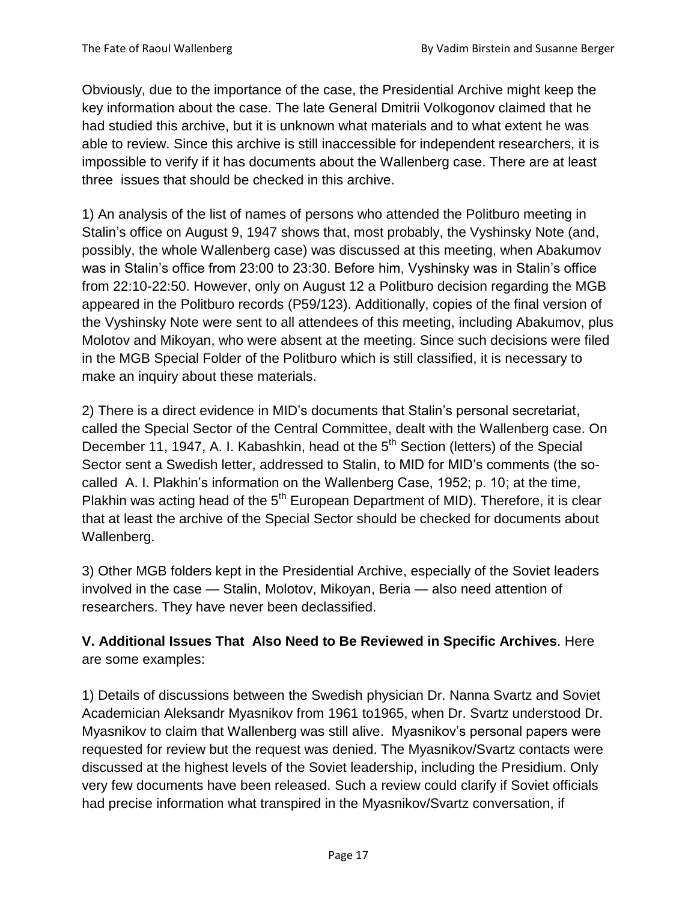Obviously, due to the importance of the case, the Presidential Archive might keep the key information about the case. The late General Dmitrii Volkogonov claimed that he had studied this archive, but it is unknown what materials and to what extent he was able to review. Since this archive is still inaccessible for independent researchers, it is impossible to verify if it has documents about the Wallenberg case. There are at least three issues that should be checked in this archive.

1) An analysis of the list of names of persons who attended the Politburo meeting in Stalin's office on August 9, 1947 shows that, most probably, the Vyshinsky Note (and, possibly, the whole Wallenberg case) was discussed at this meeting, when Abakumov was in Stalin's office from 23:00 to 23:30. Before him, Vyshinsky was in Stalin's office from 22:10-22:50. However, only on August 12 a Politburo decision regarding the MGB appeared in the Politburo records (P59/123). Additionally, copies of the final version of the Vyshinsky Note were sent to all attendees of this meeting, including Abakumov, plus Molotov and Mikoyan, who were absent at the meeting. Since such decisions were filed in the MGB Special Folder of the Politburo which is still classified, it is necessary to make an inquiry about these materials.

2) There is a direct evidence in MID's documents that Stalin's personal secretariat, called the Special Sector of the Central Committee, dealt with the Wallenberg case. On December 11, 1947, A. I. Kabashkin, head ot the 5th Section (letters) of the Special Sector sent a Swedish letter, addressed to Stalin, to MID for MID's comments (the so-called A. I. Plakhin's information on the Wallenberg Case, 1952; p. 10; at the time, Plakhin was acting head of the 5th European Department of MID). Therefore, it is clear that at least the archive of the Special Sector should be checked for documents about Wallenberg.

3) Other MGB folders kept in the Presidential Archive, especially of the Soviet leaders involved in the case — Stalin, Molotov, Mikoyan, Beria — also need attention of researchers. They have never been declassified.

**V. Additional Issues That Also Need to Be Reviewed in Specific Archives**. Here are some examples:

1) Details of discussions between the Swedish physician Dr. Nanna Svartz and Soviet Academician Aleksandr Myasnikov from 1961 to1965, when Dr. Svartz understood Dr. Myasnikov to claim that Wallenberg was still alive. Myasnikov's personal papers were requested for review but the request was denied. The Myasnikov/Svartz contacts were discussed at the highest levels of the Soviet leadership, including the Presidium. Only very few documents have been released. Such a review could clarify if Soviet officials had precise information what transpired in the Myasnikov/Svartz conversation, if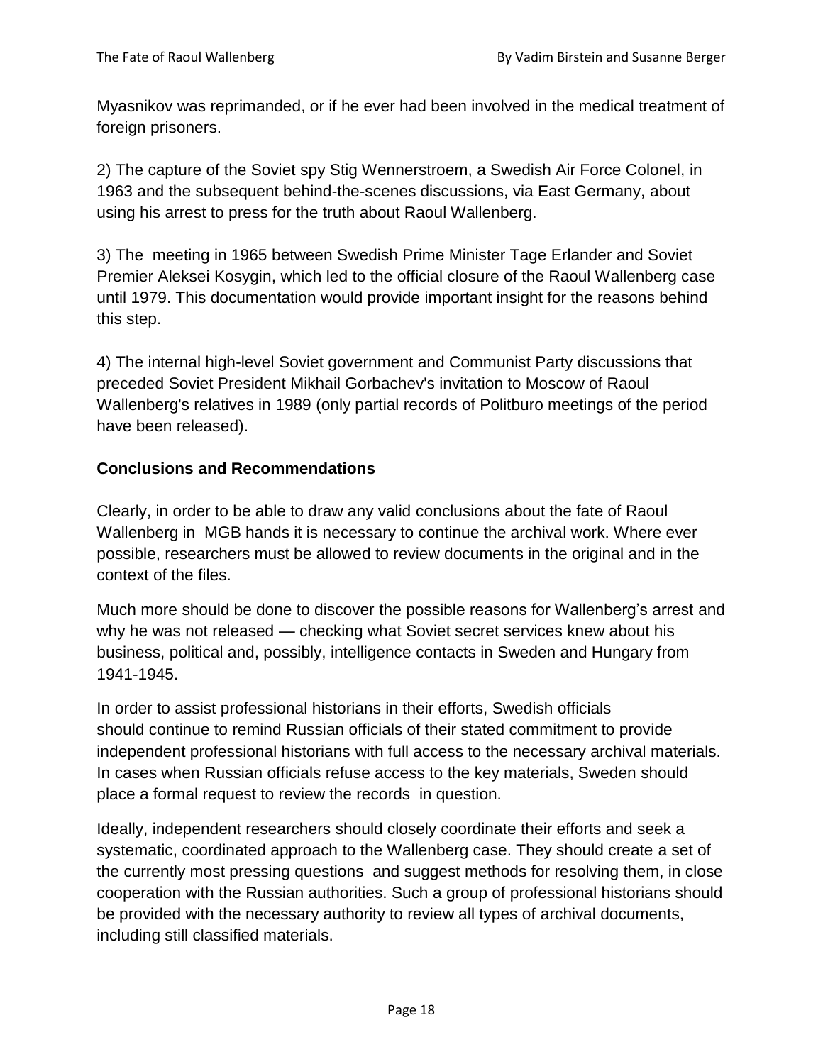Myasnikov was reprimanded, or if he ever had been involved in the medical treatment of foreign prisoners.

2) The capture of the Soviet spy Stig Wennerstroem, a Swedish Air Force Colonel, in 1963 and the subsequent behind-the-scenes discussions, via East Germany, about using his arrest to press for the truth about Raoul Wallenberg.

3) The meeting in 1965 between Swedish Prime Minister Tage Erlander and Soviet Premier Aleksei Kosygin, which led to the official closure of the Raoul Wallenberg case until 1979. This documentation would provide important insight for the reasons behind this step.

4) The internal high-level Soviet government and Communist Party discussions that preceded Soviet President Mikhail Gorbachev's invitation to Moscow of Raoul Wallenberg's relatives in 1989 (only partial records of Politburo meetings of the period have been released).

## Conclusions and Recommendations

Clearly, in order to be able to draw any valid conclusions about the fate of Raoul Wallenberg in MGB hands it is necessary to continue the archival work. Where ever possible, researchers must be allowed to review documents in the original and in the context of the files.

Much more should be done to discover the possible reasons for Wallenberg's arrest and why he was not released — checking what Soviet secret services knew about his business, political and, possibly, intelligence contacts in Sweden and Hungary from 1941-1945.

In order to assist professional historians in their efforts, Swedish officials should continue to remind Russian officials of their stated commitment to provide independent professional historians with full access to the necessary archival materials. In cases when Russian officials refuse access to the key materials, Sweden should place a formal request to review the records in question.

Ideally, independent researchers should closely coordinate their efforts and seek a systematic, coordinated approach to the Wallenberg case. They should create a set of the currently most pressing questions and suggest methods for resolving them, in close cooperation with the Russian authorities. Such a group of professional historians should be provided with the necessary authority to review all types of archival documents, including still classified materials.